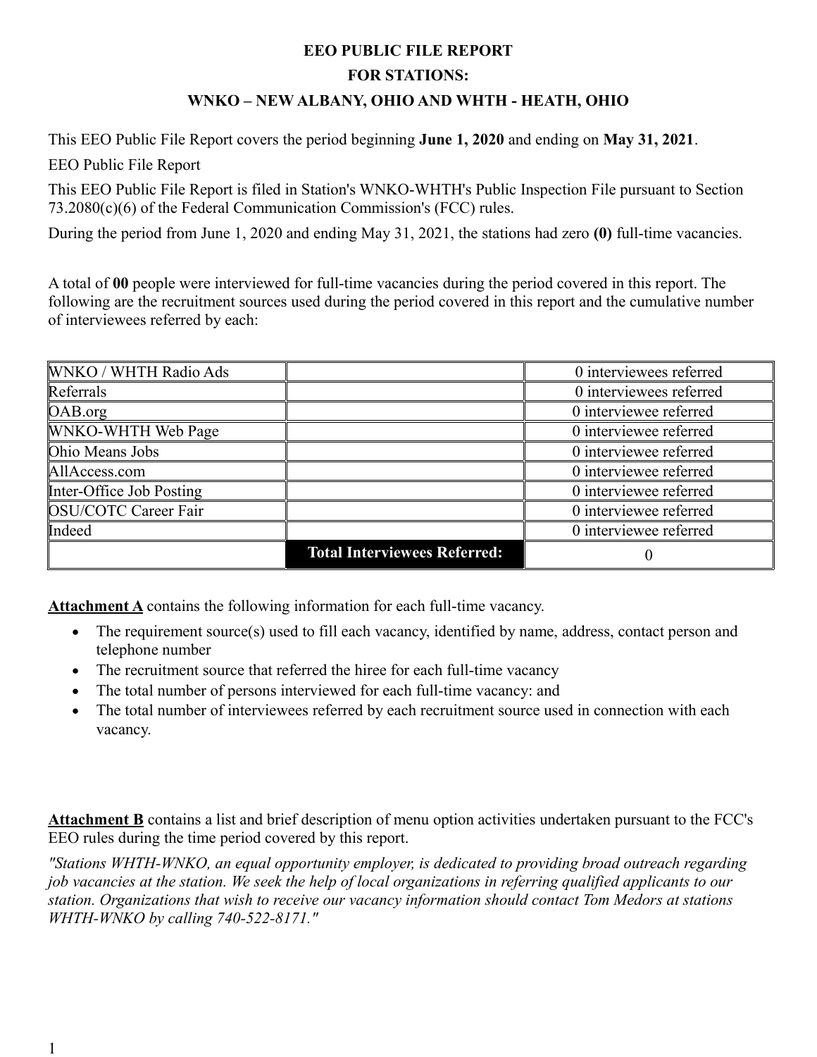# EEO PUBLIC FILE REPORT

## FOR STATIONS:

## WNKO – NEW ALBANY, OHIO AND WHTH - HEATH, OHIO

This EEO Public File Report covers the period beginning **June 1, 2020** and ending on **May 31, 2021**.

EEO Public File Report

This EEO Public File Report is filed in Station's WNKO-WHTH's Public Inspection File pursuant to Section 73.2080(c)(6) of the Federal Communication Commission's (FCC) rules.

During the period from June 1, 2020 and ending May 31, 2021, the stations had zero **(0)** full-time vacancies.

A total of **00** people were interviewed for full-time vacancies during the period covered in this report. The following are the recruitment sources used during the period covered in this report and the cumulative number of interviewees referred by each:

| | | |
|---|---|---|
| WNKO / WHTH Radio Ads | | 0 interviewees referred |
| Referrals | | 0 interviewees referred |
| OAB.org | | 0 interviewee referred |
| WNKO-WHTH Web Page | | 0 interviewee referred |
| Ohio Means Jobs | | 0 interviewee referred |
| AllAccess.com | | 0 interviewee referred |
| Inter-Office Job Posting | | 0 interviewee referred |
| OSU/COTC Career Fair | | 0 interviewee referred |
| Indeed | | 0 interviewee referred |
| | **Total Interviewees Referred:** | 0 |

**Attachment A** contains the following information for each full-time vacancy.

- The requirement source(s) used to fill each vacancy, identified by name, address, contact person and telephone number
- The recruitment source that referred the hiree for each full-time vacancy
- The total number of persons interviewed for each full-time vacancy: and
- The total number of interviewees referred by each recruitment source used in connection with each vacancy.

**Attachment B** contains a list and brief description of menu option activities undertaken pursuant to the FCC's EEO rules during the time period covered by this report.

*"Stations WHTH-WNKO, an equal opportunity employer, is dedicated to providing broad outreach regarding job vacancies at the station. We seek the help of local organizations in referring qualified applicants to our station. Organizations that wish to receive our vacancy information should contact Tom Medors at stations WHTH-WNKO by calling 740-522-8171."*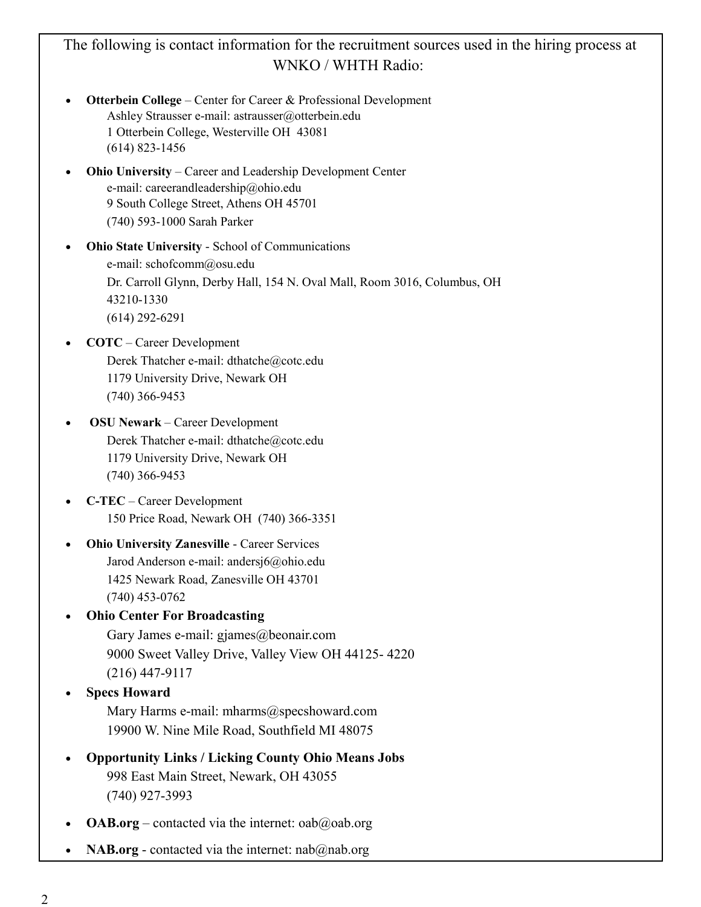The following is contact information for the recruitment sources used in the hiring process at WNKO / WHTH Radio:

- **Otterbein College** – Center for Career & Professional Development
  Ashley Strausser e-mail: astrausser@otterbein.edu
  1 Otterbein College, Westerville OH 43081
  (614) 823-1456
- **Ohio University** – Career and Leadership Development Center
  e-mail: careerandleadership@ohio.edu
  9 South College Street, Athens OH 45701
  (740) 593-1000 Sarah Parker
- **Ohio State University** - School of Communications
  e-mail: schofcomm@osu.edu
  Dr. Carroll Glynn, Derby Hall, 154 N. Oval Mall, Room 3016, Columbus, OH 43210-1330
  (614) 292-6291
- **COTC** – Career Development
  Derek Thatcher e-mail: dthatche@cotc.edu
  1179 University Drive, Newark OH
  (740) 366-9453
- **OSU Newark** – Career Development
  Derek Thatcher e-mail: dthatche@cotc.edu
  1179 University Drive, Newark OH
  (740) 366-9453
- **C-TEC** – Career Development
  150 Price Road, Newark OH (740) 366-3351
- **Ohio University Zanesville** - Career Services
  Jarod Anderson e-mail: andersj6@ohio.edu
  1425 Newark Road, Zanesville OH 43701
  (740) 453-0762
- **Ohio Center For Broadcasting**
  Gary James e-mail: gjames@beonair.com
  9000 Sweet Valley Drive, Valley View OH 44125- 4220
  (216) 447-9117
- **Specs Howard**
  Mary Harms e-mail: mharms@specshoward.com
  19900 W. Nine Mile Road, Southfield MI 48075
- **Opportunity Links / Licking County Ohio Means Jobs**
  998 East Main Street, Newark, OH 43055
  (740) 927-3993
- **OAB.org** – contacted via the internet: oab@oab.org
- **NAB.org** - contacted via the internet: nab@nab.org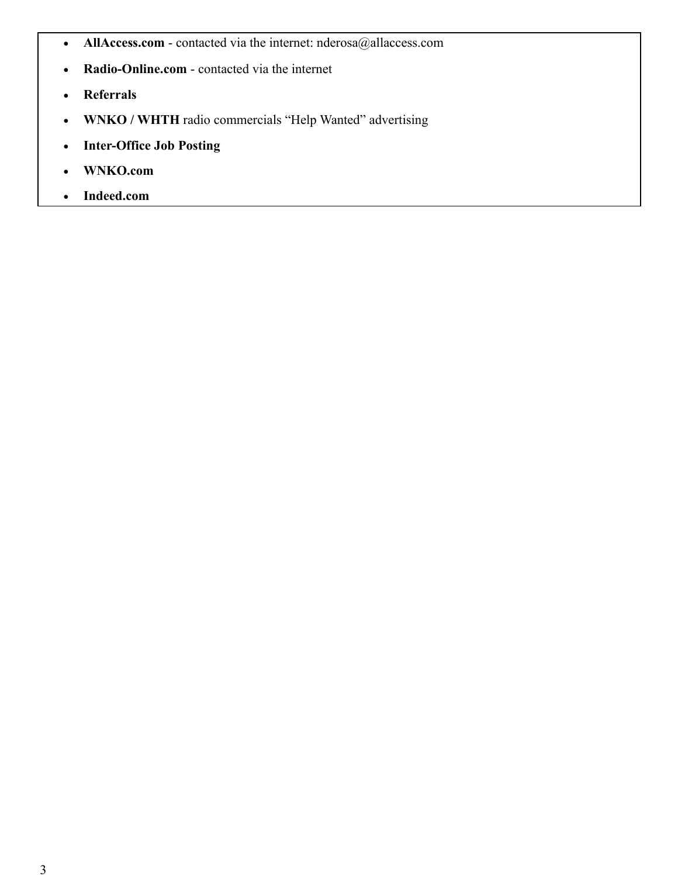- **AllAccess.com** - contacted via the internet: nderosa@allaccess.com
- **Radio-Online.com** - contacted via the internet
- **Referrals**
- **WNKO / WHTH** radio commercials "Help Wanted" advertising
- **Inter-Office Job Posting**
- **WNKO.com**
- **Indeed.com**